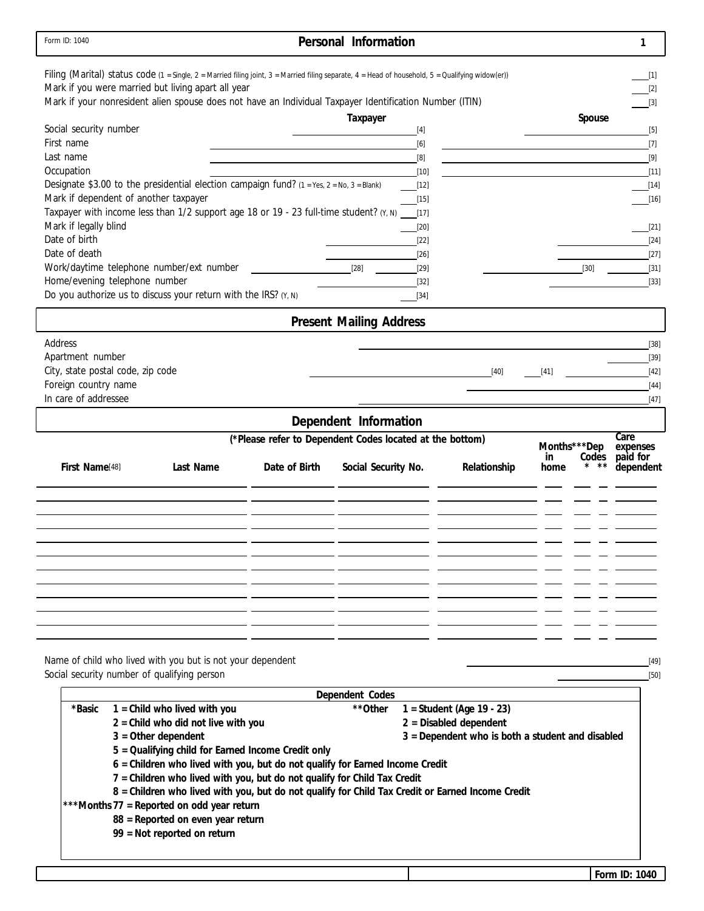Form ID: 1040

# Personal Information

Filing (Marital) status code (1 = Single, 2 = Married filing joint, 3 = Married filing separate, 4 = Head of household, 5 = Qualifying widow(er)) ____ [1]

Mark if you were married but living apart all year ____ [2]

Mark if your nonresident alien spouse does not have an Individual Taxpayer Identification Number (ITIN) ____ [3]

| | Taxpayer | Spouse |
|---|---|---|
| Social security number | [4] | [5] |
| First name | [6] | [7] |
| Last name | [8] | [9] |
| Occupation | [10] | [11] |
| Designate $3.00 to the presidential election campaign fund? (1 = Yes, 2 = No, 3 = Blank) | [12] | [14] |
| Mark if dependent of another taxpayer | [15] | [16] |
| Taxpayer with income less than 1/2 support age 18 or 19 - 23 full-time student? (Y, N) | [17] | |
| Mark if legally blind | [20] | [21] |
| Date of birth | [22] | [24] |
| Date of death | [26] | [27] |
| Work/daytime telephone number/ext number | [28] [29] | [30] [31] |
| Home/evening telephone number | [32] | [33] |
| Do you authorize us to discuss your return with the IRS? (Y, N) | [34] | |

# Present Mailing Address

Address ____ [38]

Apartment number ____ [39]

City, state postal code, zip code ____ [40] ____ [41] ____ [42]

Foreign country name ____ [44]

In care of addressee ____ [47]

# Dependent Information

(*Please refer to Dependent Codes located at the bottom)

| First Name[48] | Last Name | Date of Birth | Social Security No. | Relationship | Months*** in home | Dep Codes * | Dep Codes ** | Care expenses paid for dependent |
|---|---|---|---|---|---|---|---|---|
| | | | | | | | | |
| | | | | | | | | |
| | | | | | | | | |
| | | | | | | | | |
| | | | | | | | | |
| | | | | | | | | |
| | | | | | | | | |
| | | | | | | | | |
| | | | | | | | | |
| | | | | | | | | |
| | | | | | | | | |
| | | | | | | | | |

Name of child who lived with you but is not your dependent ____ [49]

Social security number of qualifying person ____ [50]

**Dependent Codes**

**\*Basic**
- **1 = Child who lived with you**
- **2 = Child who did not live with you**
- **3 = Other dependent**
- **5 = Qualifying child for Earned Income Credit only**
- **6 = Children who lived with you, but do not qualify for Earned Income Credit**
- **7 = Children who lived with you, but do not qualify for Child Tax Credit**
- **8 = Children who lived with you, but do not qualify for Child Tax Credit or Earned Income Credit**

**\*\*Other**
- **1 = Student (Age 19 - 23)**
- **2 = Disabled dependent**
- **3 = Dependent who is both a student and disabled**

**\*\*\*Months**
- **77 = Reported on odd year return**
- **88 = Reported on even year return**
- **99 = Not reported on return**

Form ID: 1040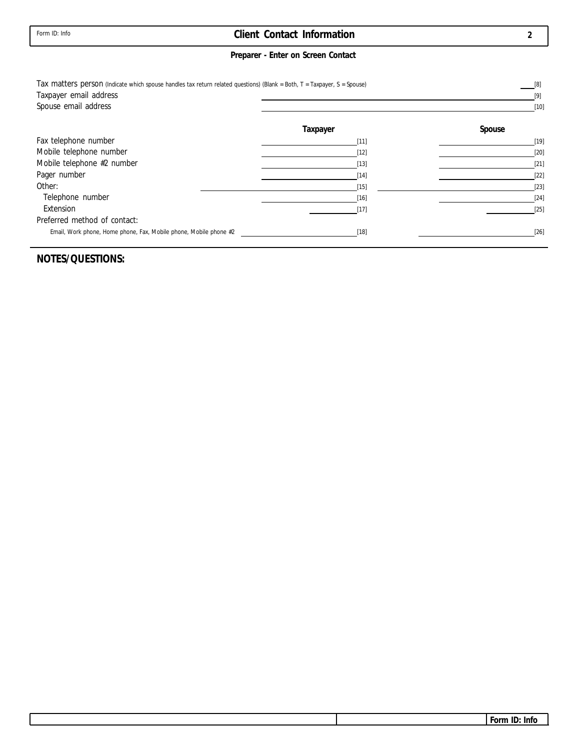Form ID: Info

# Client Contact Information

**Preparer - Enter on Screen Contact**

Tax matters person (Indicate which spouse handles tax return related questions) (Blank = Both, T = Taxpayer, S = Spouse) ____ [8]

Taxpayer email address ____________________ [9]

Spouse email address ____________________ [10]

| | Taxpayer | Spouse |
|---|---|---|
| Fax telephone number | [11] | [19] |
| Mobile telephone number | [12] | [20] |
| Mobile telephone #2 number | [13] | [21] |
| Pager number | [14] | [22] |
| Other: | [15] | [23] |
| Telephone number | [16] | [24] |
| Extension | [17] | [25] |
| Preferred method of contact: | | |
| Email, Work phone, Home phone, Fax, Mobile phone, Mobile phone #2 | [18] | [26] |

**NOTES/QUESTIONS:**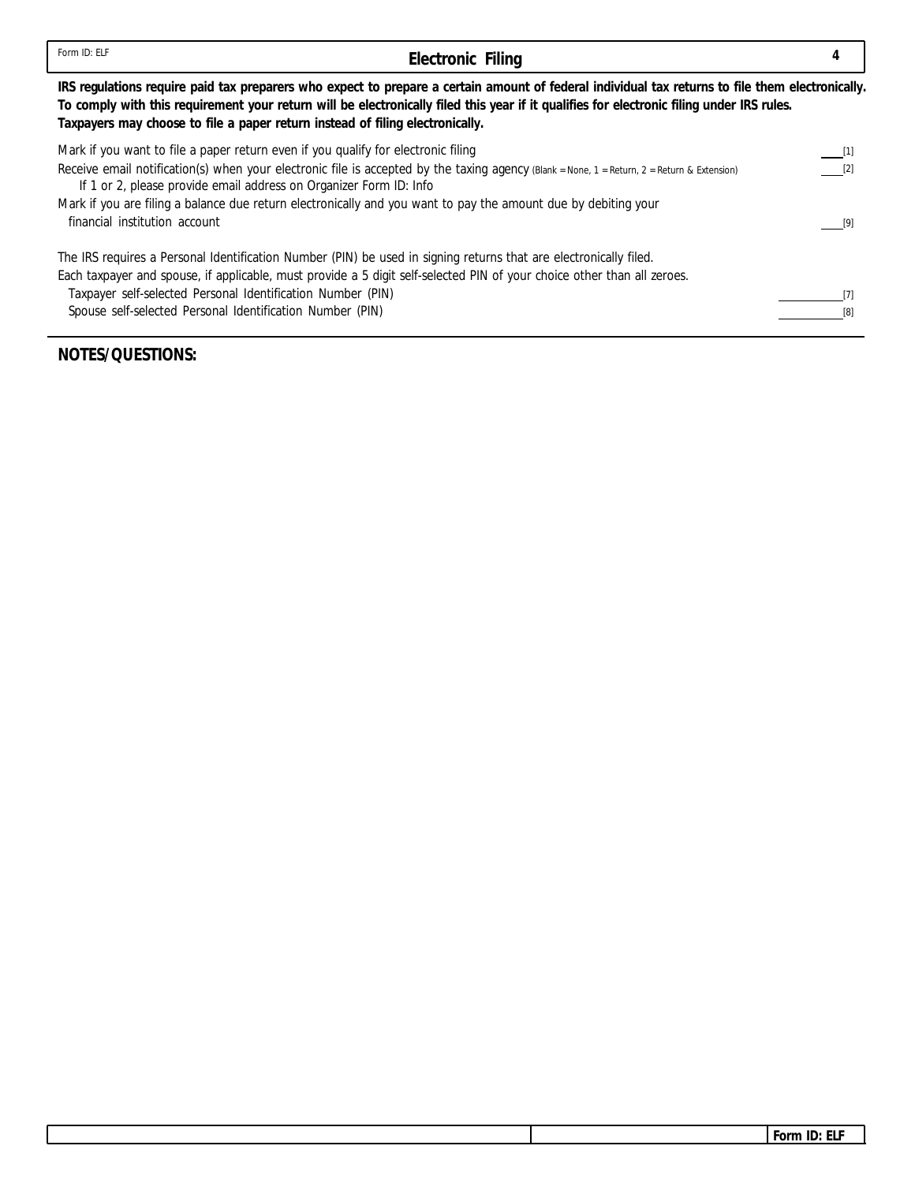Form ID: ELF

# Electronic Filing

**IRS regulations require paid tax preparers who expect to prepare a certain amount of federal individual tax returns to file them electronically. To comply with this requirement your return will be electronically filed this year if it qualifies for electronic filing under IRS rules. Taxpayers may choose to file a paper return instead of filing electronically.**

Mark if you want to file a paper return even if you qualify for electronic filing ____ [1]

Receive email notification(s) when your electronic file is accepted by the taxing agency (Blank = None, 1 = Return, 2 = Return & Extension) ____ [2]
If 1 or 2, please provide email address on Organizer Form ID: Info

Mark if you are filing a balance due return electronically and you want to pay the amount due by debiting your financial institution account ____ [9]

The IRS requires a Personal Identification Number (PIN) be used in signing returns that are electronically filed.
Each taxpayer and spouse, if applicable, must provide a 5 digit self-selected PIN of your choice other than all zeroes.

Taxpayer self-selected Personal Identification Number (PIN) ____________ [7]
Spouse self-selected Personal Identification Number (PIN) ____________ [8]

**NOTES/QUESTIONS:**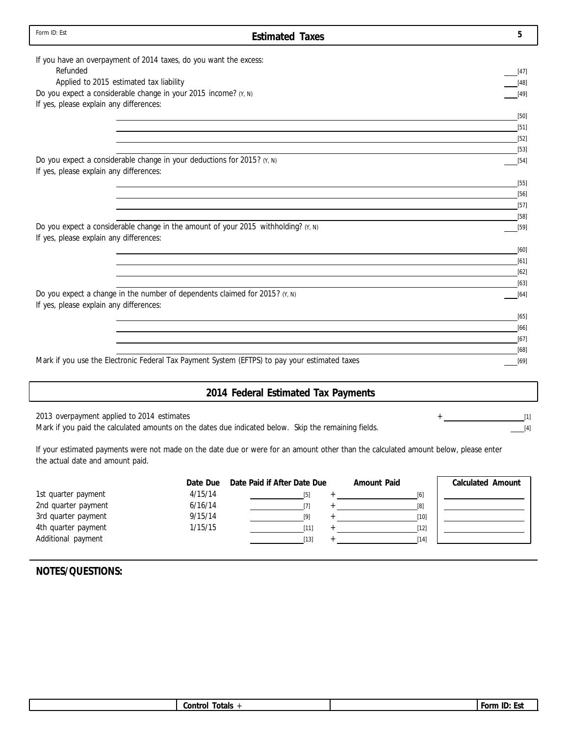Form ID: Est

## Estimated Taxes

If you have an overpayment of 2014 taxes, do you want the excess:

- Refunded ____ [47]
- Applied to 2015 estimated tax liability ____ [48]

Do you expect a considerable change in your 2015 income? (Y, N) ____ [49]

If yes, please explain any differences:

____________________ [50]

____________________ [51]

____________________ [52]

____________________ [53]

Do you expect a considerable change in your deductions for 2015? (Y, N) ____ [54]

If yes, please explain any differences:

____________________ [55]

____________________ [56]

____________________ [57]

____________________ [58]

Do you expect a considerable change in the amount of your 2015 withholding? (Y, N) ____ [59]

If yes, please explain any differences:

____________________ [60]

____________________ [61]

____________________ [62]

____________________ [63]

Do you expect a change in the number of dependents claimed for 2015? (Y, N) ____ [64]

If yes, please explain any differences:

____________________ [65]

____________________ [66]

____________________ [67]

____________________ [68]

Mark if you use the Electronic Federal Tax Payment System (EFTPS) to pay your estimated taxes ____ [69]

## 2014 Federal Estimated Tax Payments

2013 overpayment applied to 2014 estimates + ____________ [1]

Mark if you paid the calculated amounts on the dates due indicated below. Skip the remaining fields. ____ [4]

If your estimated payments were not made on the date due or were for an amount other than the calculated amount below, please enter the actual date and amount paid.

| | Date Due | Date Paid if After Date Due | Amount Paid | Calculated Amount |
|---|---|---|---|---|
| 1st quarter payment | 4/15/14 | [5] | + [6] | |
| 2nd quarter payment | 6/16/14 | [7] | + [8] | |
| 3rd quarter payment | 9/15/14 | [9] | + [10] | |
| 4th quarter payment | 1/15/15 | [11] | + [12] | |
| Additional payment | | [13] | + [14] | |

**NOTES/QUESTIONS:**

| | Control Totals + | | Form ID: Est |
|---|---|---|---|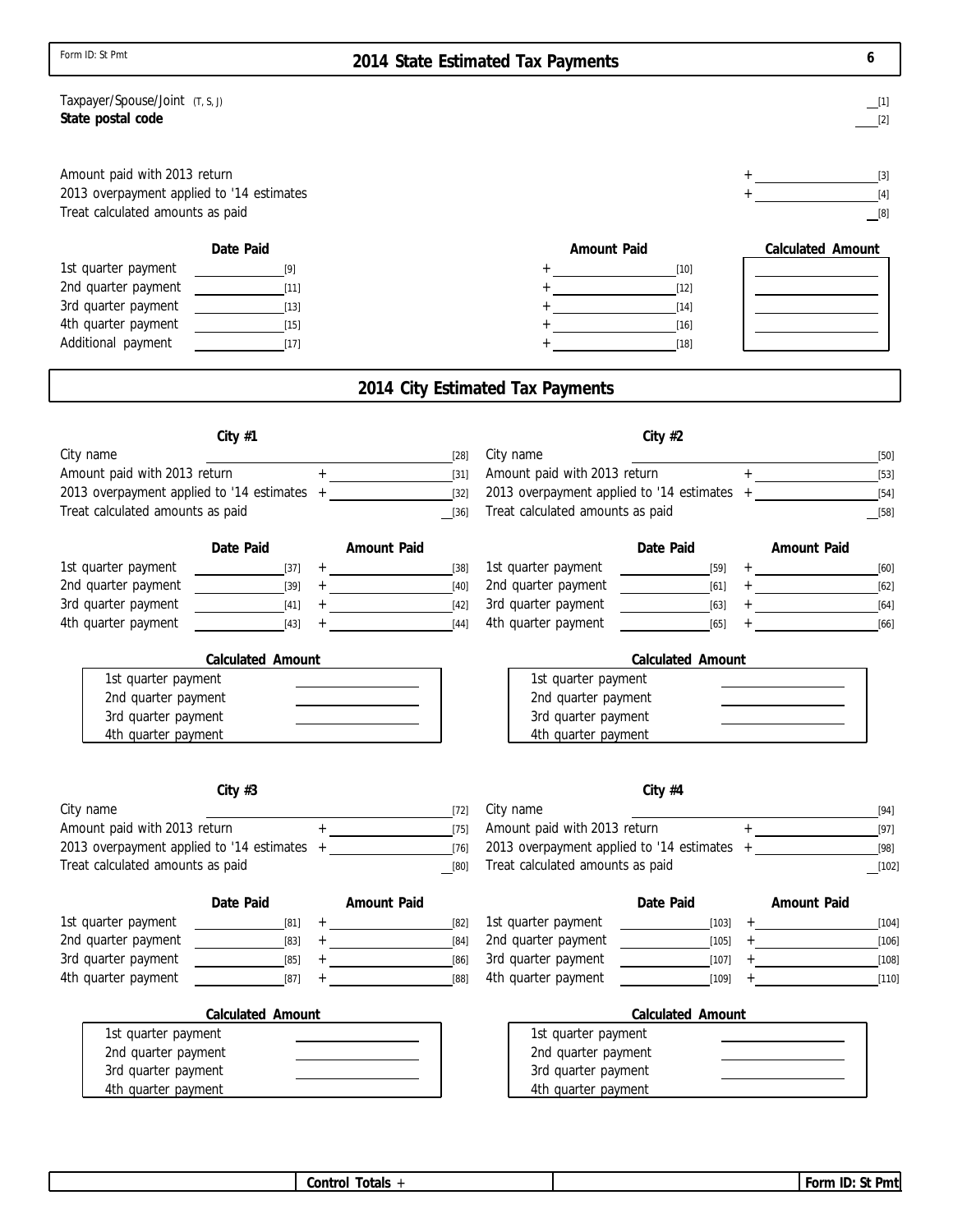Form ID: St Pmt

# 2014 State Estimated Tax Payments

6

Taxpayer/Spouse/Joint (T, S, J) ___ [1]
**State postal code** ___ [2]

Amount paid with 2013 return + ___ [3]
2013 overpayment applied to '14 estimates + ___ [4]
Treat calculated amounts as paid ___ [8]

| | Date Paid | Amount Paid | Calculated Amount |
|---|---|---|---|
| 1st quarter payment | ___ [9] | + ___ [10] | ___ |
| 2nd quarter payment | ___ [11] | + ___ [12] | ___ |
| 3rd quarter payment | ___ [13] | + ___ [14] | ___ |
| 4th quarter payment | ___ [15] | + ___ [16] | ___ |
| Additional payment | ___ [17] | + ___ [18] | |

# 2014 City Estimated Tax Payments

## City #1

City name ___ [28]
Amount paid with 2013 return + ___ [31]
2013 overpayment applied to '14 estimates + ___ [32]
Treat calculated amounts as paid ___ [36]

| | Date Paid | Amount Paid |
|---|---|---|
| 1st quarter payment | ___ [37] | + ___ [38] |
| 2nd quarter payment | ___ [39] | + ___ [40] |
| 3rd quarter payment | ___ [41] | + ___ [42] |
| 4th quarter payment | ___ [43] | + ___ [44] |

**Calculated Amount**

| | |
|---|---|
| 1st quarter payment | ___ |
| 2nd quarter payment | ___ |
| 3rd quarter payment | ___ |
| 4th quarter payment | |

## City #2

City name ___ [50]
Amount paid with 2013 return + ___ [53]
2013 overpayment applied to '14 estimates + ___ [54]
Treat calculated amounts as paid ___ [58]

| | Date Paid | Amount Paid |
|---|---|---|
| 1st quarter payment | ___ [59] | + ___ [60] |
| 2nd quarter payment | ___ [61] | + ___ [62] |
| 3rd quarter payment | ___ [63] | + ___ [64] |
| 4th quarter payment | ___ [65] | + ___ [66] |

**Calculated Amount**

| | |
|---|---|
| 1st quarter payment | ___ |
| 2nd quarter payment | ___ |
| 3rd quarter payment | ___ |
| 4th quarter payment | |

## City #3

City name ___ [72]
Amount paid with 2013 return + ___ [75]
2013 overpayment applied to '14 estimates + ___ [76]
Treat calculated amounts as paid ___ [80]

| | Date Paid | Amount Paid |
|---|---|---|
| 1st quarter payment | ___ [81] | + ___ [82] |
| 2nd quarter payment | ___ [83] | + ___ [84] |
| 3rd quarter payment | ___ [85] | + ___ [86] |
| 4th quarter payment | ___ [87] | + ___ [88] |

**Calculated Amount**

| | |
|---|---|
| 1st quarter payment | ___ |
| 2nd quarter payment | ___ |
| 3rd quarter payment | ___ |
| 4th quarter payment | |

## City #4

City name ___ [94]
Amount paid with 2013 return + ___ [97]
2013 overpayment applied to '14 estimates + ___ [98]
Treat calculated amounts as paid ___ [102]

| | Date Paid | Amount Paid |
|---|---|---|
| 1st quarter payment | ___ [103] | + ___ [104] |
| 2nd quarter payment | ___ [105] | + ___ [106] |
| 3rd quarter payment | ___ [107] | + ___ [108] |
| 4th quarter payment | ___ [109] | + ___ [110] |

**Calculated Amount**

| | |
|---|---|
| 1st quarter payment | ___ |
| 2nd quarter payment | ___ |
| 3rd quarter payment | ___ |
| 4th quarter payment | |

| | Control Totals + | | Form ID: St Pmt |
|---|---|---|---|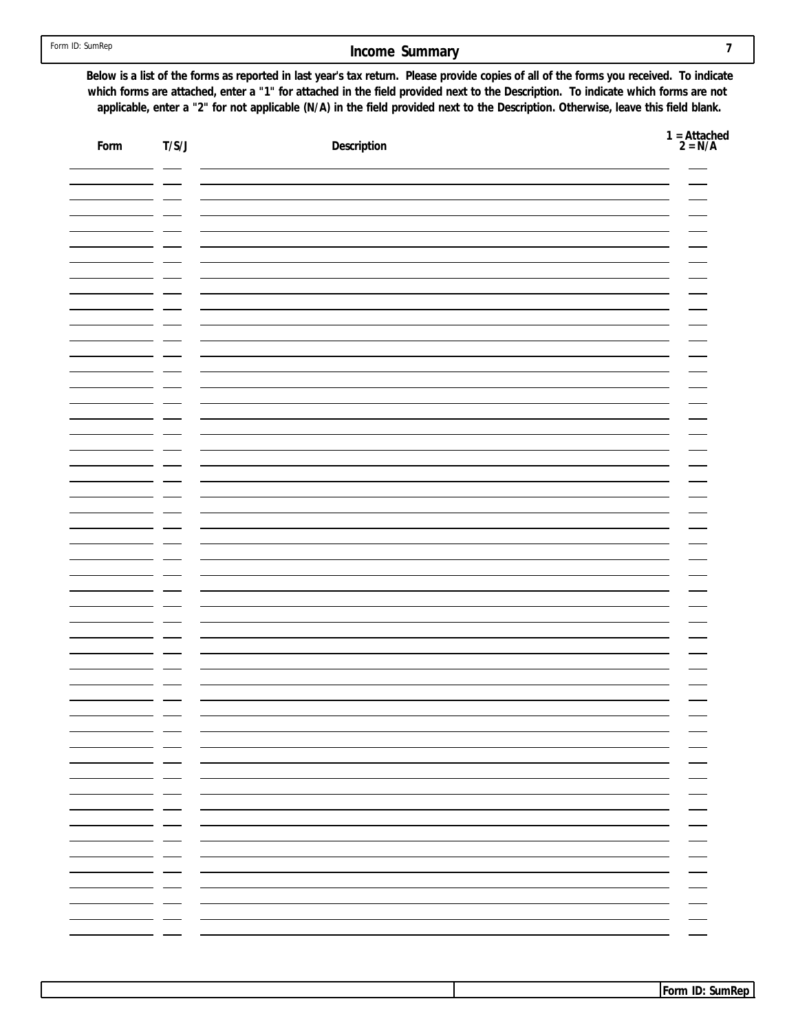Form ID: SumRep

# Income Summary

**Below is a list of the forms as reported in last year's tax return. Please provide copies of all of the forms you received. To indicate which forms are attached, enter a "1" for attached in the field provided next to the Description. To indicate which forms are not applicable, enter a "2" for not applicable (N/A) in the field provided next to the Description. Otherwise, leave this field blank.**

| Form | T/S/J | Description | 1 = Attached<br>2 = N/A |
|---|---|---|---|
| | | | |
| | | | |
| | | | |
| | | | |
| | | | |
| | | | |
| | | | |
| | | | |
| | | | |
| | | | |
| | | | |
| | | | |
| | | | |
| | | | |
| | | | |
| | | | |
| | | | |
| | | | |
| | | | |
| | | | |
| | | | |
| | | | |
| | | | |
| | | | |
| | | | |
| | | | |
| | | | |
| | | | |
| | | | |
| | | | |
| | | | |
| | | | |
| | | | |
| | | | |
| | | | |
| | | | |
| | | | |
| | | | |
| | | | |
| | | | |
| | | | |
| | | | |
| | | | |
| | | | |
| | | | |
| | | | |
| | | | |
| | | | |
| | | | |
| | | | |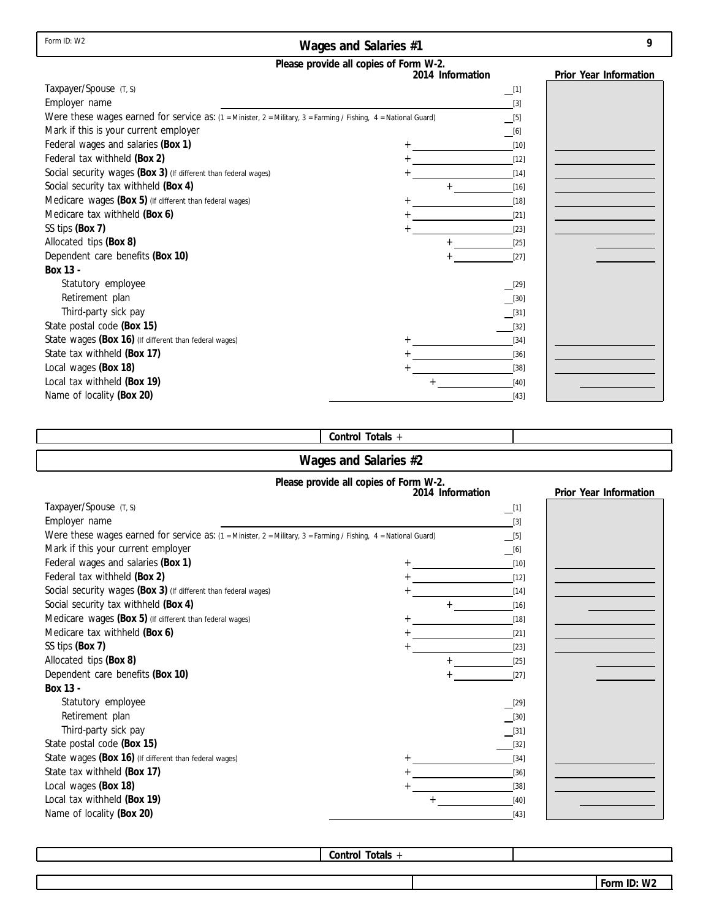Form ID: W2

# Wages and Salaries #1

**Please provide all copies of Form W-2.**

| | 2014 Information | | Prior Year Information |
|---|---|---|---|
| Taxpayer/Spouse (T, S) | | [1] | |
| Employer name | | [3] | |
| Were these wages earned for service as: (1 = Minister, 2 = Military, 3 = Farming / Fishing, 4 = National Guard) | | [5] | |
| Mark if this is your current employer | | [6] | |
| Federal wages and salaries **(Box 1)** | + | [10] | |
| Federal tax withheld **(Box 2)** | + | [12] | |
| Social security wages **(Box 3)** (If different than federal wages) | + | [14] | |
| Social security tax withheld **(Box 4)** | + | [16] | |
| Medicare wages **(Box 5)** (If different than federal wages) | + | [18] | |
| Medicare tax withheld **(Box 6)** | + | [21] | |
| SS tips **(Box 7)** | + | [23] | |
| Allocated tips **(Box 8)** | + | [25] | |
| Dependent care benefits **(Box 10)** | + | [27] | |
| **Box 13 -** | | | |
| Statutory employee | | [29] | |
| Retirement plan | | [30] | |
| Third-party sick pay | | [31] | |
| State postal code **(Box 15)** | | [32] | |
| State wages **(Box 16)** (If different than federal wages) | + | [34] | |
| State tax withheld **(Box 17)** | + | [36] | |
| Local wages **(Box 18)** | + | [38] | |
| Local tax withheld **(Box 19)** | + | [40] | |
| Name of locality **(Box 20)** | | [43] | |

**Control Totals** +

# Wages and Salaries #2

**Please provide all copies of Form W-2.**

| | 2014 Information | | Prior Year Information |
|---|---|---|---|
| Taxpayer/Spouse (T, S) | | [1] | |
| Employer name | | [3] | |
| Were these wages earned for service as: (1 = Minister, 2 = Military, 3 = Farming / Fishing, 4 = National Guard) | | [5] | |
| Mark if this your current employer | | [6] | |
| Federal wages and salaries **(Box 1)** | + | [10] | |
| Federal tax withheld **(Box 2)** | + | [12] | |
| Social security wages **(Box 3)** (If different than federal wages) | + | [14] | |
| Social security tax withheld **(Box 4)** | + | [16] | |
| Medicare wages **(Box 5)** (If different than federal wages) | + | [18] | |
| Medicare tax withheld **(Box 6)** | + | [21] | |
| SS tips **(Box 7)** | + | [23] | |
| Allocated tips **(Box 8)** | + | [25] | |
| Dependent care benefits **(Box 10)** | + | [27] | |
| **Box 13 -** | | | |
| Statutory employee | | [29] | |
| Retirement plan | | [30] | |
| Third-party sick pay | | [31] | |
| State postal code **(Box 15)** | | [32] | |
| State wages **(Box 16)** (If different than federal wages) | + | [34] | |
| State tax withheld **(Box 17)** | + | [36] | |
| Local wages **(Box 18)** | + | [38] | |
| Local tax withheld **(Box 19)** | + | [40] | |
| Name of locality **(Box 20)** | | [43] | |

**Control Totals** +

Form ID: W2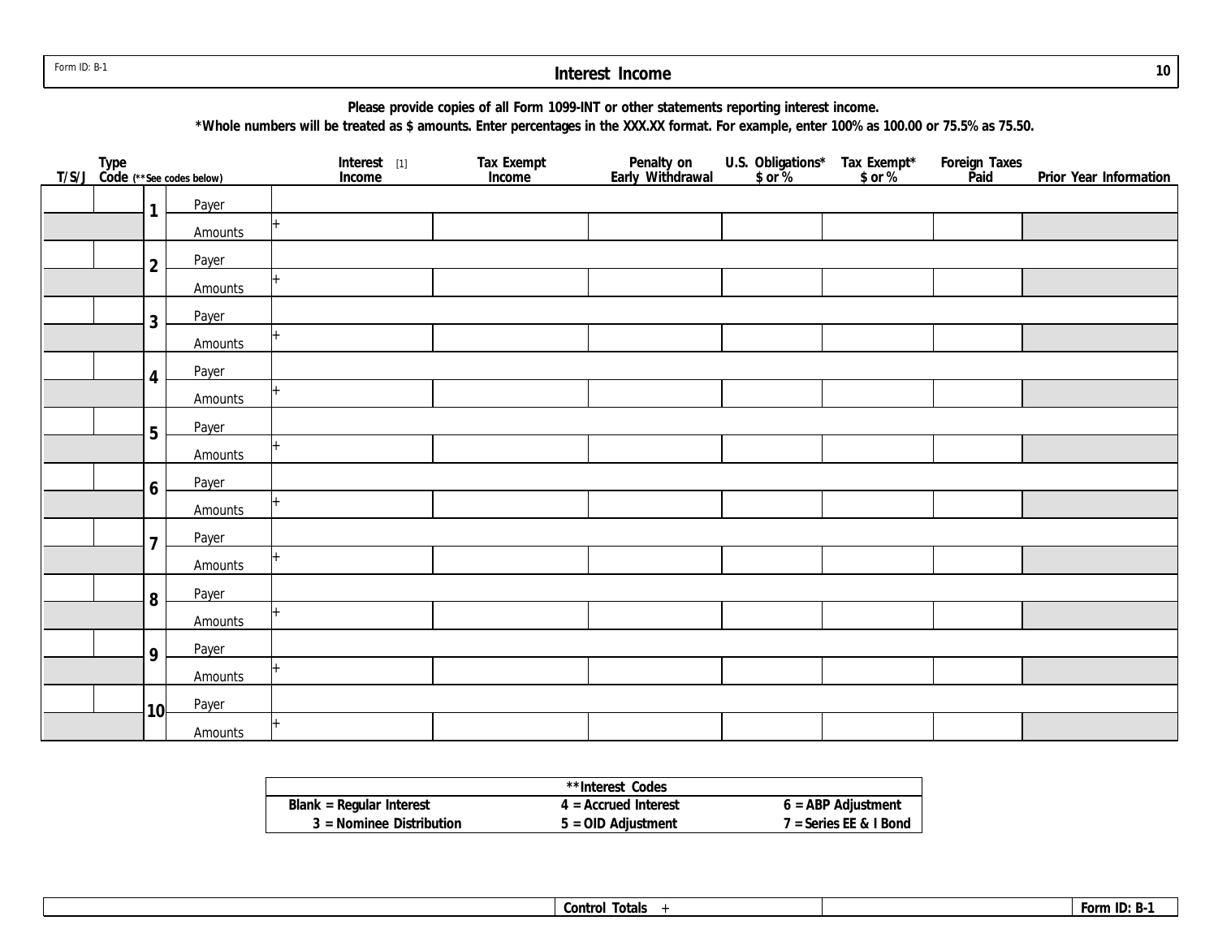Form ID: B-1

# Interest Income

**Please provide copies of all Form 1099-INT or other statements reporting interest income.**

***Whole numbers will be treated as $ amounts. Enter percentages in the XXX.XX format. For example, enter 100% as 100.00 or 75.5% as 75.50.**

| T/S/J | Type Code (**See codes below) | | | Interest [1] Income | Tax Exempt Income | Penalty on Early Withdrawal | U.S. Obligations* $ or % | Tax Exempt* $ or % | Foreign Taxes Paid | Prior Year Information |
|---|---|---|---|---|---|---|---|---|---|---|
| | | 1 | Payer | | | | | | | |
| | | | Amounts | + | | | | | | |
| | | 2 | Payer | | | | | | | |
| | | | Amounts | + | | | | | | |
| | | 3 | Payer | | | | | | | |
| | | | Amounts | + | | | | | | |
| | | 4 | Payer | | | | | | | |
| | | | Amounts | + | | | | | | |
| | | 5 | Payer | | | | | | | |
| | | | Amounts | + | | | | | | |
| | | 6 | Payer | | | | | | | |
| | | | Amounts | + | | | | | | |
| | | 7 | Payer | | | | | | | |
| | | | Amounts | + | | | | | | |
| | | 8 | Payer | | | | | | | |
| | | | Amounts | + | | | | | | |
| | | 9 | Payer | | | | | | | |
| | | | Amounts | + | | | | | | |
| | | 10 | Payer | | | | | | | |
| | | | Amounts | + | | | | | | |

| **Interest Codes | | |
|---|---|---|
| Blank = Regular Interest | 4 = Accrued Interest | 6 = ABP Adjustment |
| 3 = Nominee Distribution | 5 = OID Adjustment | 7 = Series EE & I Bond |

| | Control Totals + | | Form ID: B-1 |
|---|---|---|---|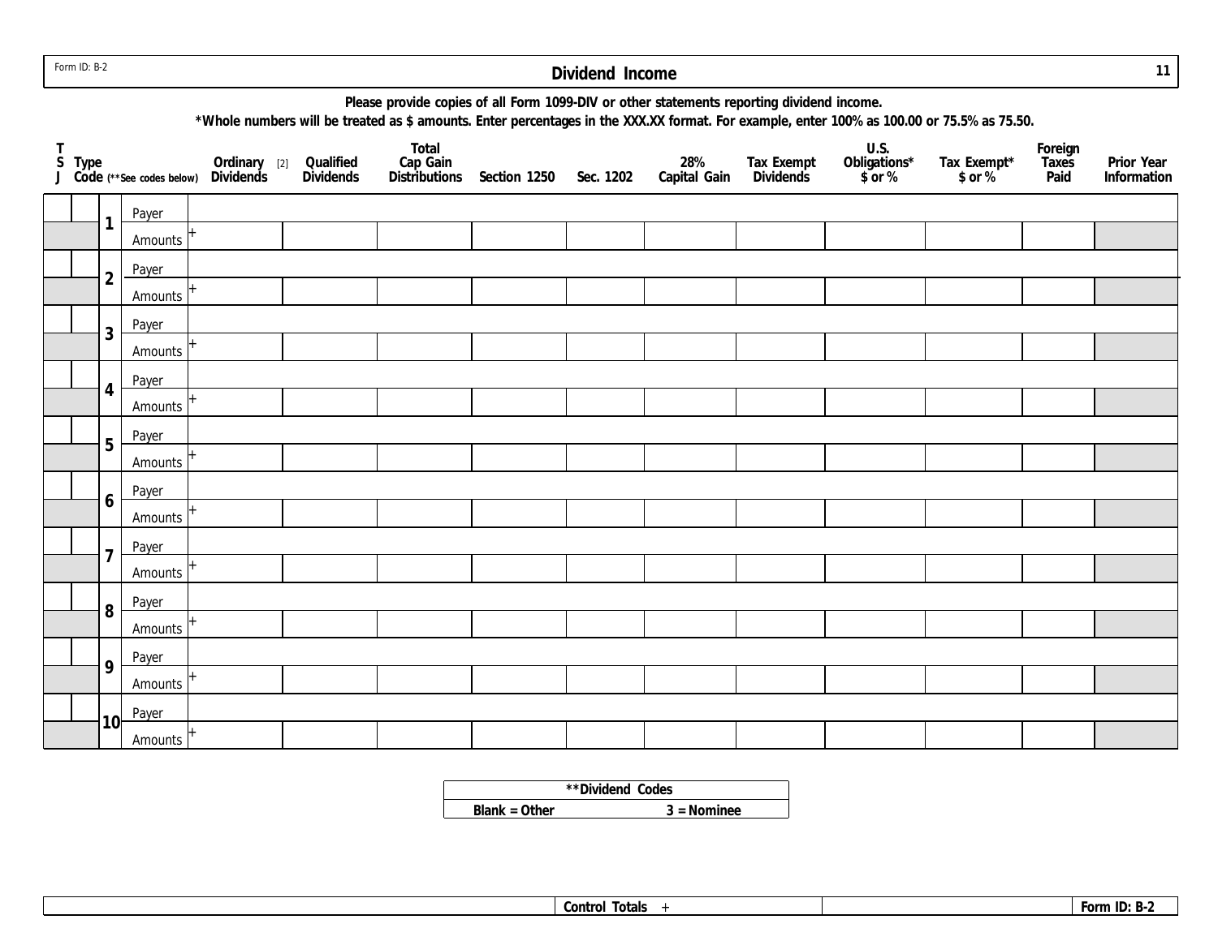Form ID: B-2

# Dividend Income

**Please provide copies of all Form 1099-DIV or other statements reporting dividend income.**

**\*Whole numbers will be treated as $ amounts. Enter percentages in the XXX.XX format. For example, enter 100% as 100.00 or 75.5% as 75.50.**

| TSJ | Type Code (**See codes below) | # | | Ordinary [2] Dividends | Qualified Dividends | Total Cap Gain Distributions | Section 1250 | Sec. 1202 | 28% Capital Gain | Tax Exempt Dividends | U.S. Obligations* $ or % | Tax Exempt* $ or % | Foreign Taxes Paid | Prior Year Information |
|---|---|---|---|---|---|---|---|---|---|---|---|---|---|---|
| | | 1 | Payer | | | | | | | | | | | |
| | | | Amounts | + | | | | | | | | | | |
| | | 2 | Payer | | | | | | | | | | | |
| | | | Amounts | + | | | | | | | | | | |
| | | 3 | Payer | | | | | | | | | | | |
| | | | Amounts | + | | | | | | | | | | |
| | | 4 | Payer | | | | | | | | | | | |
| | | | Amounts | + | | | | | | | | | | |
| | | 5 | Payer | | | | | | | | | | | |
| | | | Amounts | + | | | | | | | | | | |
| | | 6 | Payer | | | | | | | | | | | |
| | | | Amounts | + | | | | | | | | | | |
| | | 7 | Payer | | | | | | | | | | | |
| | | | Amounts | + | | | | | | | | | | |
| | | 8 | Payer | | | | | | | | | | | |
| | | | Amounts | + | | | | | | | | | | |
| | | 9 | Payer | | | | | | | | | | | |
| | | | Amounts | + | | | | | | | | | | |
| | | 10 | Payer | | | | | | | | | | | |
| | | | Amounts | + | | | | | | | | | | |

| **Dividend Codes | |
|---|---|
| Blank = Other | 3 = Nominee |

| Control Totals + | | Form ID: B-2 |
|---|---|---|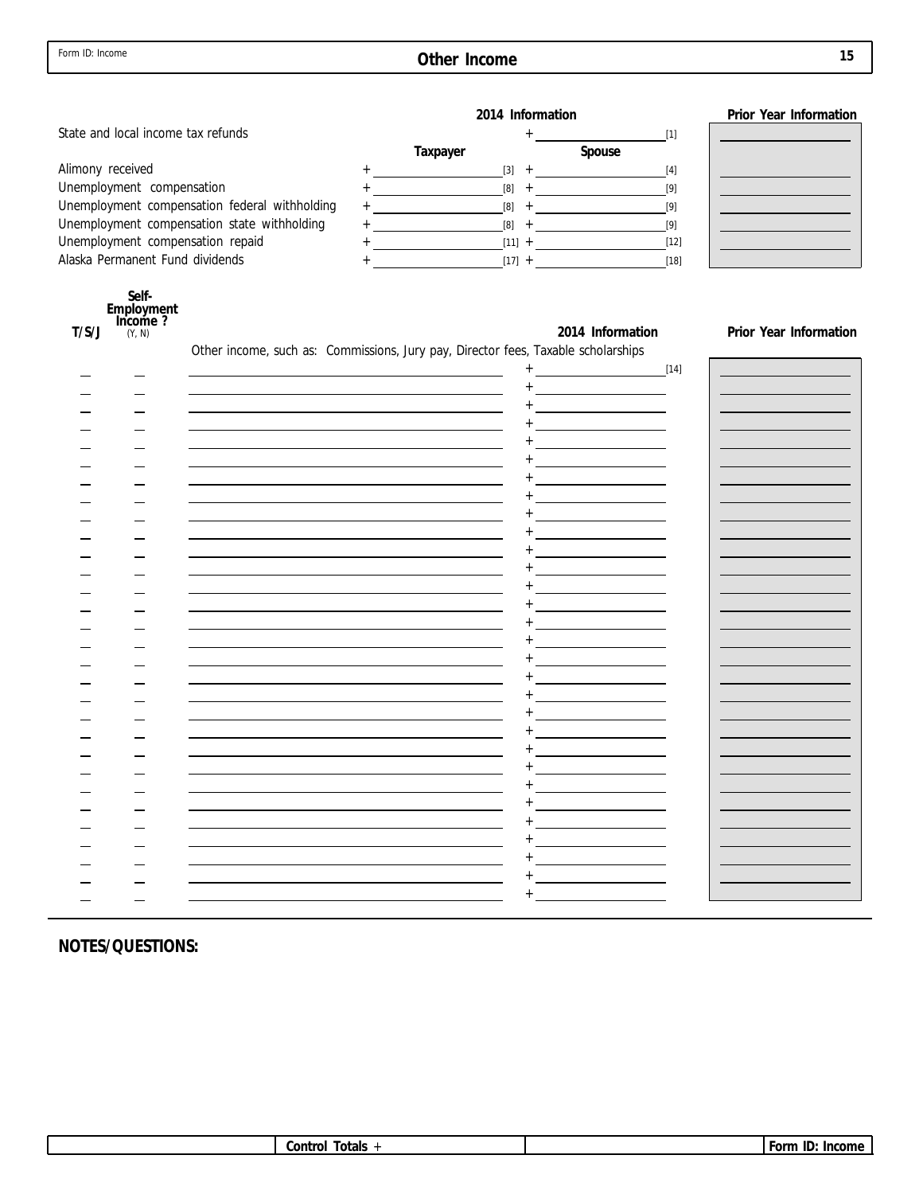Form ID: Income

# Other Income

| | 2014 Information | | Prior Year Information |
|---|---|---|---|
| State and local income tax refunds | | + ____ [1] | |
| | **Taxpayer** | **Spouse** | |
| Alimony received | + ____ [3] | + ____ [4] | |
| Unemployment compensation | + ____ [8] | + ____ [9] | |
| Unemployment compensation federal withholding | + ____ [8] | + ____ [9] | |
| Unemployment compensation state withholding | + ____ [8] | + ____ [9] | |
| Unemployment compensation repaid | + ____ [11] | + ____ [12] | |
| Alaska Permanent Fund dividends | + ____ [17] | + ____ [18] | |

| T/S/J | Self-Employment Income ? (Y, N) | Other income, such as: Commissions, Jury pay, Director fees, Taxable scholarships | 2014 Information | Prior Year Information |
|---|---|---|---|---|
| | | | + ____ [14] | |
| | | | + | |
| | | | + | |
| | | | + | |
| | | | + | |
| | | | + | |
| | | | + | |
| | | | + | |
| | | | + | |
| | | | + | |
| | | | + | |
| | | | + | |
| | | | + | |
| | | | + | |
| | | | + | |
| | | | + | |
| | | | + | |
| | | | + | |
| | | | + | |
| | | | + | |
| | | | + | |
| | | | + | |
| | | | + | |
| | | | + | |
| | | | + | |
| | | | + | |
| | | | + | |
| | | | + | |
| | | | + | |
| | | | + | |

**NOTES/QUESTIONS:**

| | Control Totals + | | Form ID: Income |
|---|---|---|---|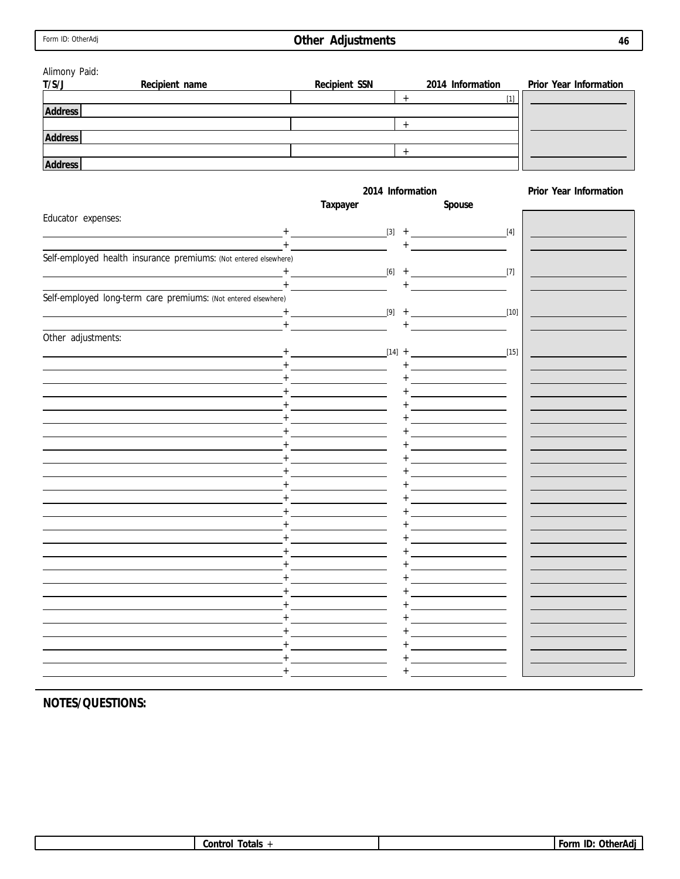Form ID: OtherAdj

# Other Adjustments

Alimony Paid:

| T/S/J | Recipient name | Recipient SSN | 2014 Information | Prior Year Information |
|---|---|---|---|---|
| | | | + [1] | |
| Address | | | | |
| | | | + | |
| Address | | | | |
| | | | + | |
| Address | | | | |

| | 2014 Information Taxpayer | Spouse | Prior Year Information |
|---|---|---|---|
| **Educator expenses:** | | | |
| | + [3] | + [4] | |
| | + | + | |
| **Self-employed health insurance premiums:** (Not entered elsewhere) | | | |
| | + [6] | + [7] | |
| | + | + | |
| **Self-employed long-term care premiums:** (Not entered elsewhere) | | | |
| | + [9] | + [10] | |
| | + | + | |
| **Other adjustments:** | | | |
| | + [14] | + [15] | |
| | + | + | |
| | + | + | |
| | + | + | |
| | + | + | |
| | + | + | |
| | + | + | |
| | + | + | |
| | + | + | |
| | + | + | |
| | + | + | |
| | + | + | |
| | + | + | |
| | + | + | |
| | + | + | |
| | + | + | |
| | + | + | |
| | + | + | |
| | + | + | |
| | + | + | |
| | + | + | |
| | + | + | |
| | + | + | |
| | + | + | |
| | + | + | |
| | + | + | |

**NOTES/QUESTIONS:**

| | Control Totals + | | Form ID: OtherAdj |
|---|---|---|---|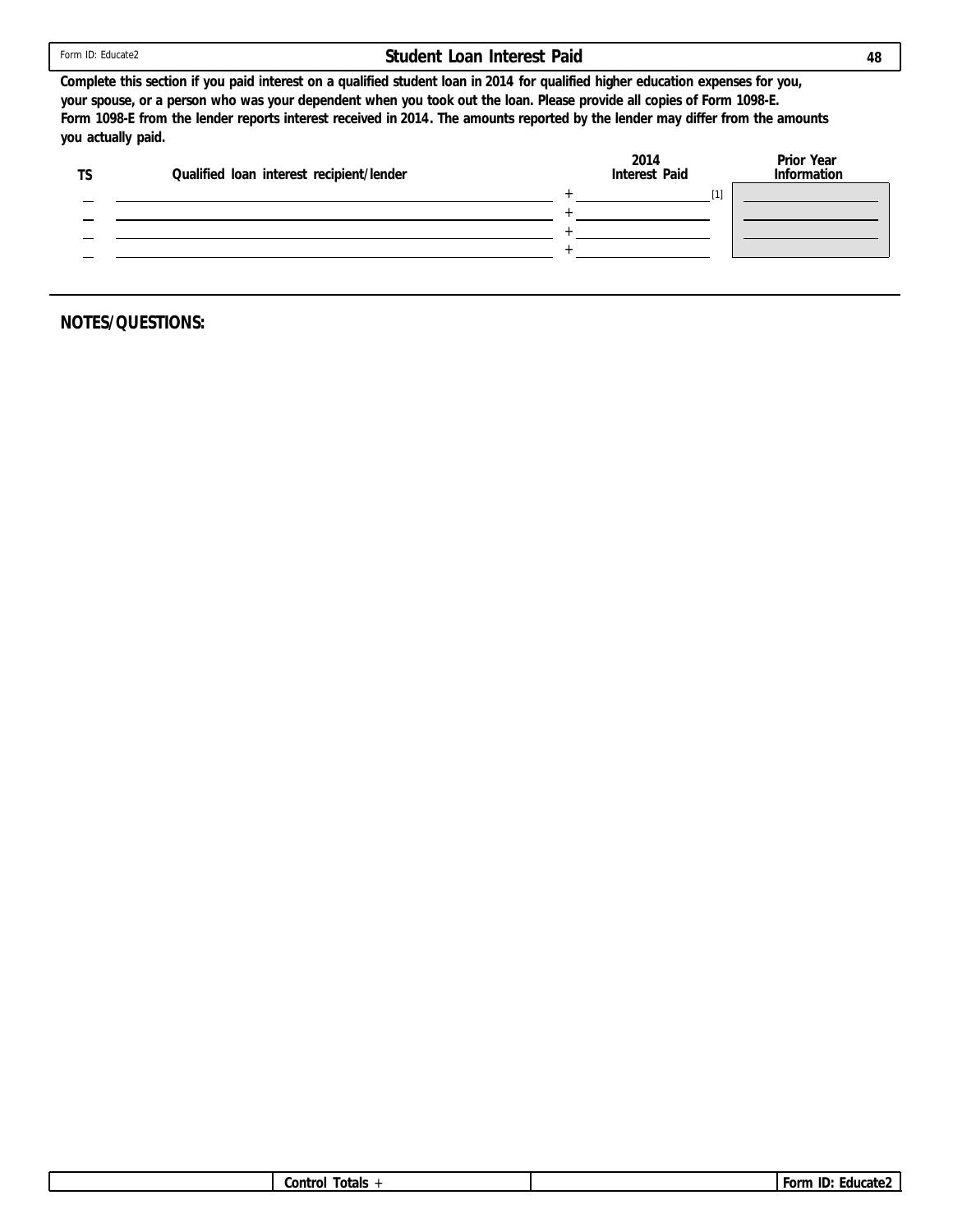Form ID: Educate2

## Student Loan Interest Paid

**Complete this section if you paid interest on a qualified student loan in 2014 for qualified higher education expenses for you, your spouse, or a person who was your dependent when you took out the loan. Please provide all copies of Form 1098-E. Form 1098-E from the lender reports interest received in 2014. The amounts reported by the lender may differ from the amounts you actually paid.**

| TS | Qualified loan interest recipient/lender | 2014 Interest Paid | Prior Year Information |
|---|---|---|---|
| | | + [1] | |
| | | + | |
| | | + | |
| | | + | |

**NOTES/QUESTIONS:**

| | Control Totals + | | Form ID: Educate2 |
|---|---|---|---|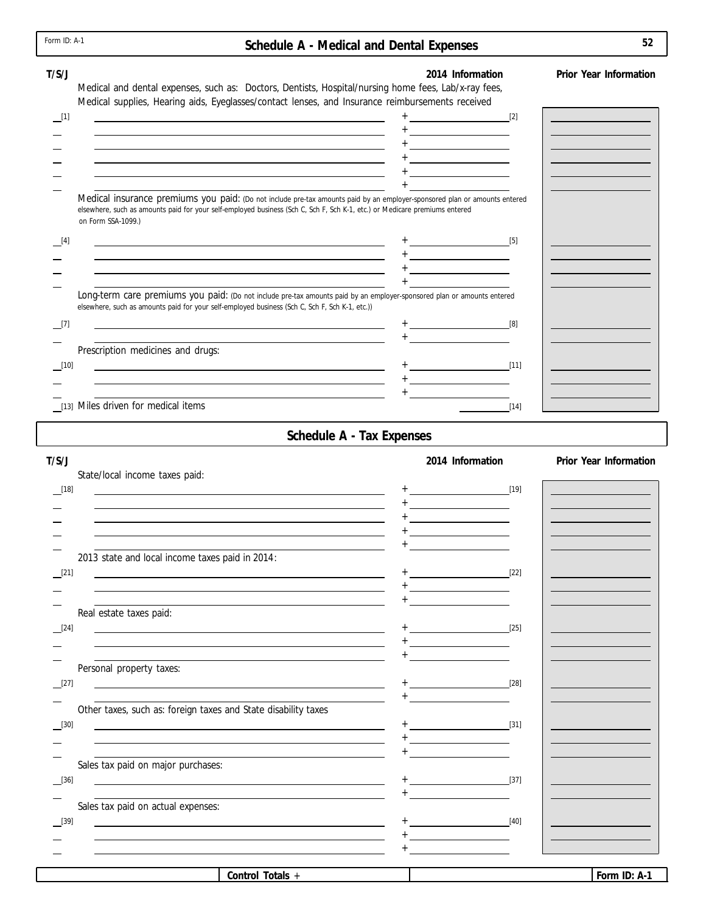Form ID: A-1

## Schedule A - Medical and Dental Expenses

| T/S/J | | 2014 Information | Prior Year Information |
|---|---|---|---|
| | Medical and dental expenses, such as: Doctors, Dentists, Hospital/nursing home fees, Lab/x-ray fees, Medical supplies, Hearing aids, Eyeglasses/contact lenses, and Insurance reimbursements received | | |
| [1] | | + [2] | |
| | | + | |
| | | + | |
| | | + | |
| | | + | |
| | | + | |
| | Medical insurance premiums you paid: (Do not include pre-tax amounts paid by an employer-sponsored plan or amounts entered elsewhere, such as amounts paid for your self-employed business (Sch C, Sch F, Sch K-1, etc.) or Medicare premiums entered on Form SSA-1099.) | | |
| [4] | | + [5] | |
| | | + | |
| | | + | |
| | | + | |
| | Long-term care premiums you paid: (Do not include pre-tax amounts paid by an employer-sponsored plan or amounts entered elsewhere, such as amounts paid for your self-employed business (Sch C, Sch F, Sch K-1, etc.)) | | |
| [7] | | + [8] | |
| | | + | |
| | Prescription medicines and drugs: | | |
| [10] | | + [11] | |
| | | + | |
| | | + | |
| [13] | Miles driven for medical items | [14] | |

## Schedule A - Tax Expenses

| T/S/J | | 2014 Information | Prior Year Information |
|---|---|---|---|
| | State/local income taxes paid: | | |
| [18] | | + [19] | |
| | | + | |
| | | + | |
| | | + | |
| | | + | |
| | 2013 state and local income taxes paid in 2014: | | |
| [21] | | + [22] | |
| | | + | |
| | | + | |
| | Real estate taxes paid: | | |
| [24] | | + [25] | |
| | | + | |
| | | + | |
| | Personal property taxes: | | |
| [27] | | + [28] | |
| | | + | |
| | Other taxes, such as: foreign taxes and State disability taxes | | |
| [30] | | + [31] | |
| | | + | |
| | | + | |
| | Sales tax paid on major purchases: | | |
| [36] | | + [37] | |
| | | + | |
| | Sales tax paid on actual expenses: | | |
| [39] | | + [40] | |
| | | + | |
| | | + | |

| | Control Totals + | | Form ID: A-1 |
|---|---|---|---|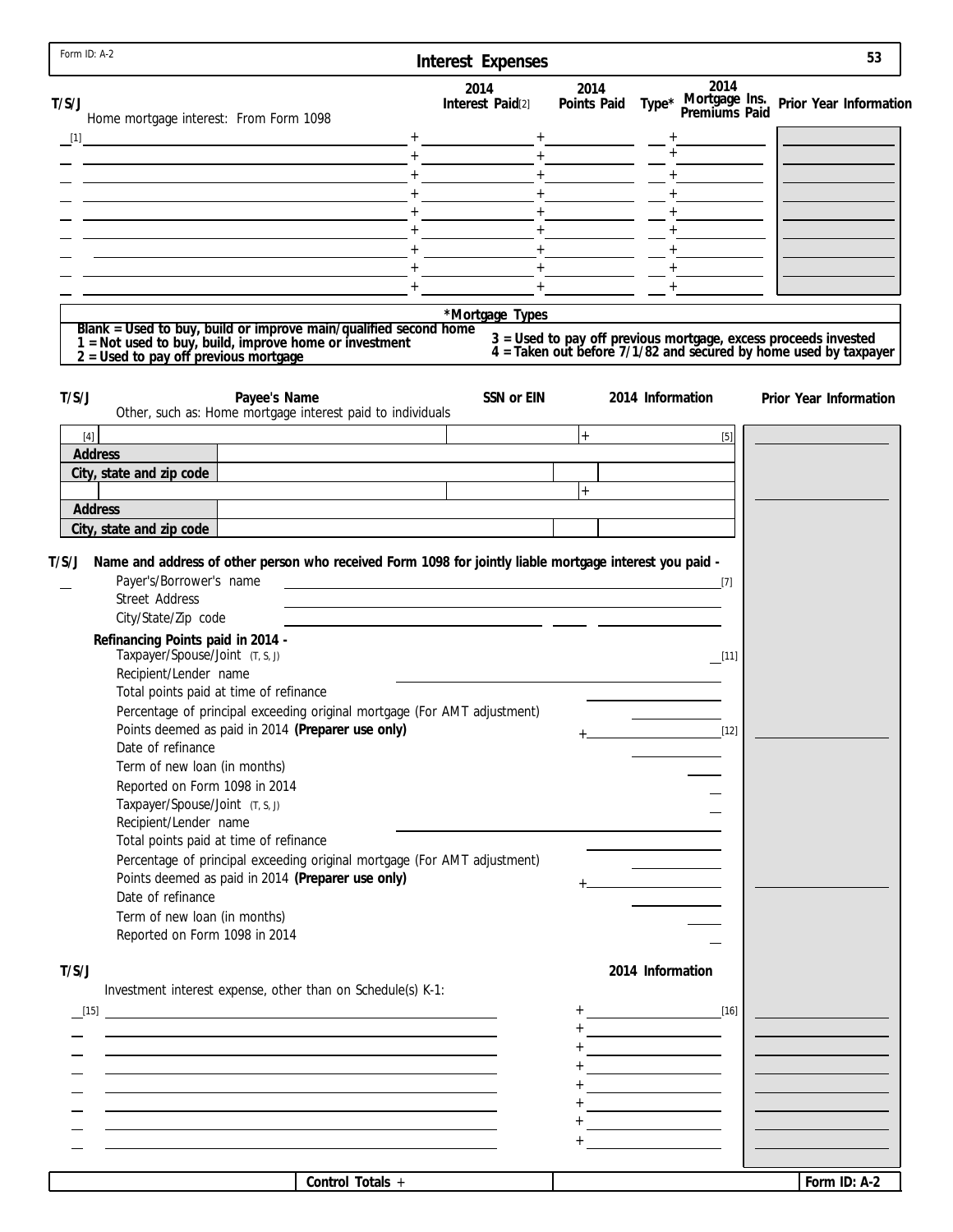Form ID: A-2

# Interest Expenses

| T/S/J | Home mortgage interest: From Form 1098 | 2014 Interest Paid[2] | 2014 Points Paid | Type* | 2014 Mortgage Ins. Premiums Paid | Prior Year Information |
|---|---|---|---|---|---|---|
| [1] | | + | + | | + | |
| | | + | + | | + | |
| | | + | + | | + | |
| | | + | + | | + | |
| | | + | + | | + | |
| | | + | + | | + | |
| | | + | + | | + | |
| | | + | + | | + | |
| | | + | + | | + | |

**\*Mortgage Types**

**Blank = Used to buy, build or improve main/qualified second home**
**1 = Not used to buy, build, improve home or investment**
**2 = Used to pay off previous mortgage**
**3 = Used to pay off previous mortgage, excess proceeds invested**
**4 = Taken out before 7/1/82 and secured by home used by taxpayer**

| T/S/J | Payee's Name | SSN or EIN | 2014 Information | Prior Year Information |
|---|---|---|---|---|
| | Other, such as: Home mortgage interest paid to individuals | | | |
| [4] | | | + [5] | |
| Address | | | | |
| City, state and zip code | | | | |
| | | | + | |
| Address | | | | |
| City, state and zip code | | | | |

**T/S/J Name and address of other person who received Form 1098 for jointly liable mortgage interest you paid -**

Payer's/Borrower's name [7]
Street Address
City/State/Zip code

**Refinancing Points paid in 2014 -**

Taxpayer/Spouse/Joint (T, S, J) [11]
Recipient/Lender name
Total points paid at time of refinance
Percentage of principal exceeding original mortgage (For AMT adjustment)
Points deemed as paid in 2014 **(Preparer use only)** + [12]
Date of refinance
Term of new loan (in months)
Reported on Form 1098 in 2014
Taxpayer/Spouse/Joint (T, S, J)
Recipient/Lender name
Total points paid at time of refinance
Percentage of principal exceeding original mortgage (For AMT adjustment)
Points deemed as paid in 2014 **(Preparer use only)** +
Date of refinance
Term of new loan (in months)
Reported on Form 1098 in 2014

| T/S/J | Investment interest expense, other than on Schedule(s) K-1: | 2014 Information | Prior Year Information |
|---|---|---|---|
| [15] | | + [16] | |
| | | + | |
| | | + | |
| | | + | |
| | | + | |
| | | + | |
| | | + | |
| | | + | |

Control Totals +

Form ID: A-2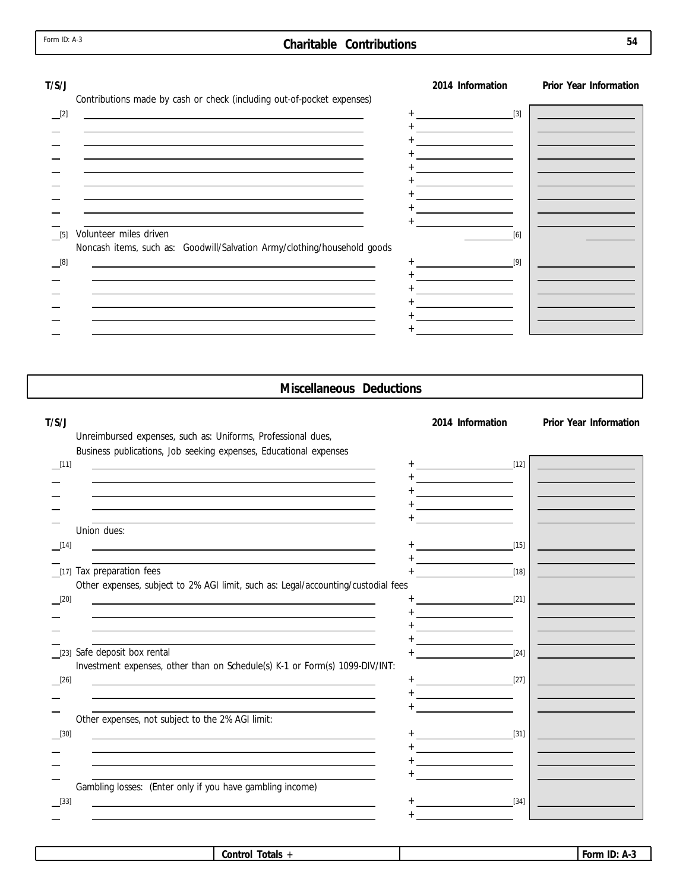## Charitable Contributions

| T/S/J | | 2014 Information | Prior Year Information |
|---|---|---|---|
| | Contributions made by cash or check (including out-of-pocket expenses) | | |
| [2] | | + [3] | |
| | | + | |
| | | + | |
| | | + | |
| | | + | |
| | | + | |
| | | + | |
| | | + | |
| | | + | |
| [5] | Volunteer miles driven | [6] | |
| | Noncash items, such as: Goodwill/Salvation Army/clothing/household goods | | |
| [8] | | + [9] | |
| | | + | |
| | | + | |
| | | + | |
| | | + | |
| | | + | |

## Miscellaneous Deductions

| T/S/J | | 2014 Information | Prior Year Information |
|---|---|---|---|
| | Unreimbursed expenses, such as: Uniforms, Professional dues, Business publications, Job seeking expenses, Educational expenses | | |
| [11] | | + [12] | |
| | | + | |
| | | + | |
| | | + | |
| | | + | |
| | Union dues: | | |
| [14] | | + [15] | |
| | | + | |
| [17] | Tax preparation fees | + [18] | |
| | Other expenses, subject to 2% AGI limit, such as: Legal/accounting/custodial fees | | |
| [20] | | + [21] | |
| | | + | |
| | | + | |
| | | + | |
| [23] | Safe deposit box rental | + [24] | |
| | Investment expenses, other than on Schedule(s) K-1 or Form(s) 1099-DIV/INT: | | |
| [26] | | + [27] | |
| | | + | |
| | | + | |
| | Other expenses, not subject to the 2% AGI limit: | | |
| [30] | | + [31] | |
| | | + | |
| | | + | |
| | | + | |
| | Gambling losses: (Enter only if you have gambling income) | | |
| [33] | | + [34] | |
| | | + | |

| Control Totals + | | Form ID: A-3 |
|---|---|---|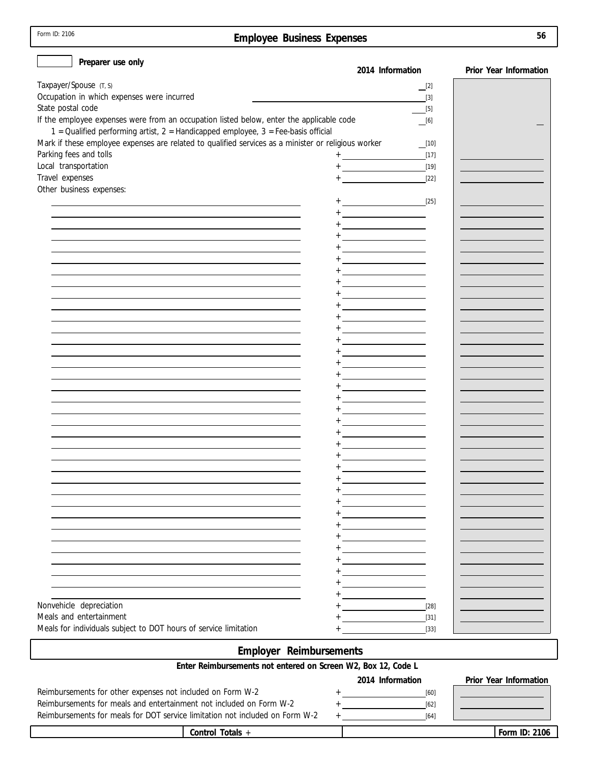Form ID: 2106

# Employee Business Expenses

56

Preparer use only

| | 2014 Information | Prior Year Information |
|---|---|---|
| Taxpayer/Spouse (T, S) | [2] | |
| Occupation in which expenses were incurred | [3] | |
| State postal code | [5] | |
| If the employee expenses were from an occupation listed below, enter the applicable code<br>1 = Qualified performing artist, 2 = Handicapped employee, 3 = Fee-basis official | [6] | |
| Mark if these employee expenses are related to qualified services as a minister or religious worker | [10] | |
| Parking fees and tolls | + [17] | |
| Local transportation | + [19] | |
| Travel expenses | + [22] | |
| Other business expenses: | | |
| | + [25] | |
| | + | |
| | + | |
| | + | |
| | + | |
| | + | |
| | + | |
| | + | |
| | + | |
| | + | |
| | + | |
| | + | |
| | + | |
| | + | |
| | + | |
| | + | |
| | + | |
| | + | |
| | + | |
| | + | |
| | + | |
| | + | |
| | + | |
| | + | |
| | + | |
| | + | |
| | + | |
| | + | |
| | + | |
| | + | |
| | + | |
| | + | |
| | + | |
| | + | |
| Nonvehicle depreciation | + [28] | |
| Meals and entertainment | + [31] | |
| Meals for individuals subject to DOT hours of service limitation | + [33] | |

## Employer Reimbursements

**Enter Reimbursements not entered on Screen W2, Box 12, Code L**

| | 2014 Information | Prior Year Information |
|---|---|---|
| Reimbursements for other expenses not included on Form W-2 | + [60] | |
| Reimbursements for meals and entertainment not included on Form W-2 | + [62] | |
| Reimbursements for meals for DOT service limitation not included on Form W-2 | + [64] | |

Control Totals +

Form ID: 2106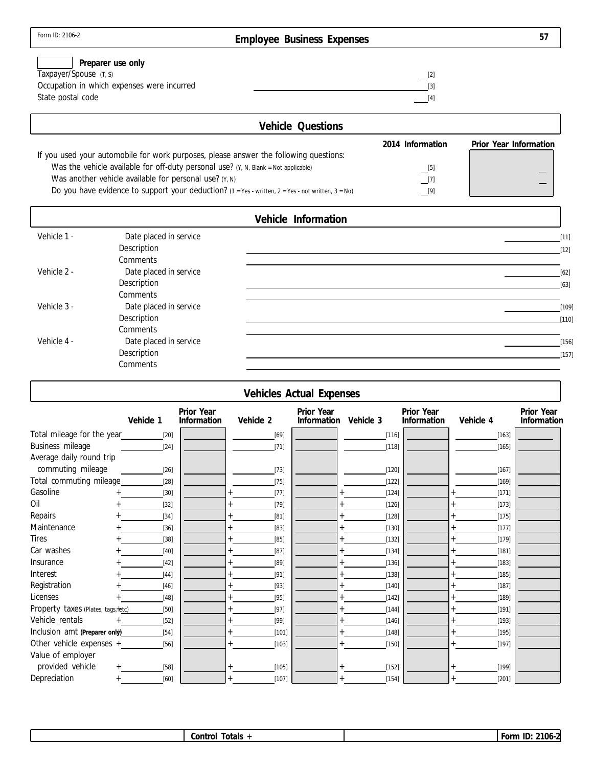Form ID: 2106-2

# Employee Business Expenses

Preparer use only

Taxpayer/Spouse (T, S) [2]

Occupation in which expenses were incurred [3]

State postal code [4]

## Vehicle Questions

| | 2014 Information | Prior Year Information |
|---|---|---|
| If you used your automobile for work purposes, please answer the following questions: | | |
| Was the vehicle available for off-duty personal use? (Y, N, Blank = Not applicable) | [5] | |
| Was another vehicle available for personal use? (Y, N) | [7] | |
| Do you have evidence to support your deduction? (1 = Yes - written, 2 = Yes - not written, 3 = No) | [9] | |

## Vehicle Information

| | | |
|---|---|---|
| Vehicle 1 - | Date placed in service | [11] |
| | Description | [12] |
| | Comments | |
| Vehicle 2 - | Date placed in service | [62] |
| | Description | [63] |
| | Comments | |
| Vehicle 3 - | Date placed in service | [109] |
| | Description | [110] |
| | Comments | |
| Vehicle 4 - | Date placed in service | [156] |
| | Description | [157] |
| | Comments | |

## Vehicles Actual Expenses

| | Vehicle 1 | Prior Year Information | Vehicle 2 | Prior Year Information | Vehicle 3 | Prior Year Information | Vehicle 4 | Prior Year Information |
|---|---|---|---|---|---|---|---|---|
| Total mileage for the year | [20] | | [69] | | [116] | | [163] | |
| Business mileage | [24] | | [71] | | [118] | | [165] | |
| Average daily round trip commuting mileage | [26] | | [73] | | [120] | | [167] | |
| Total commuting mileage | [28] | | [75] | | [122] | | [169] | |
| Gasoline | + [30] | | + [77] | | + [124] | | + [171] | |
| Oil | + [32] | | + [79] | | + [126] | | + [173] | |
| Repairs | + [34] | | + [81] | | + [128] | | + [175] | |
| Maintenance | + [36] | | + [83] | | + [130] | | + [177] | |
| Tires | + [38] | | + [85] | | + [132] | | + [179] | |
| Car washes | + [40] | | + [87] | | + [134] | | + [181] | |
| Insurance | + [42] | | + [89] | | + [136] | | + [183] | |
| Interest | + [44] | | + [91] | | + [138] | | + [185] | |
| Registration | + [46] | | + [93] | | + [140] | | + [187] | |
| Licenses | + [48] | | + [95] | | + [142] | | + [189] | |
| Property taxes (Plates, tags, etc) | + [50] | | + [97] | | + [144] | | + [191] | |
| Vehicle rentals | + [52] | | + [99] | | + [146] | | + [193] | |
| Inclusion amt (Preparer only) | + [54] | | + [101] | | + [148] | | + [195] | |
| Other vehicle expenses | + [56] | | + [103] | | + [150] | | + [197] | |
| Value of employer provided vehicle | + [58] | | + [105] | | + [152] | | + [199] | |
| Depreciation | + [60] | | + [107] | | + [154] | | + [201] | |

Control Totals +

Form ID: 2106-2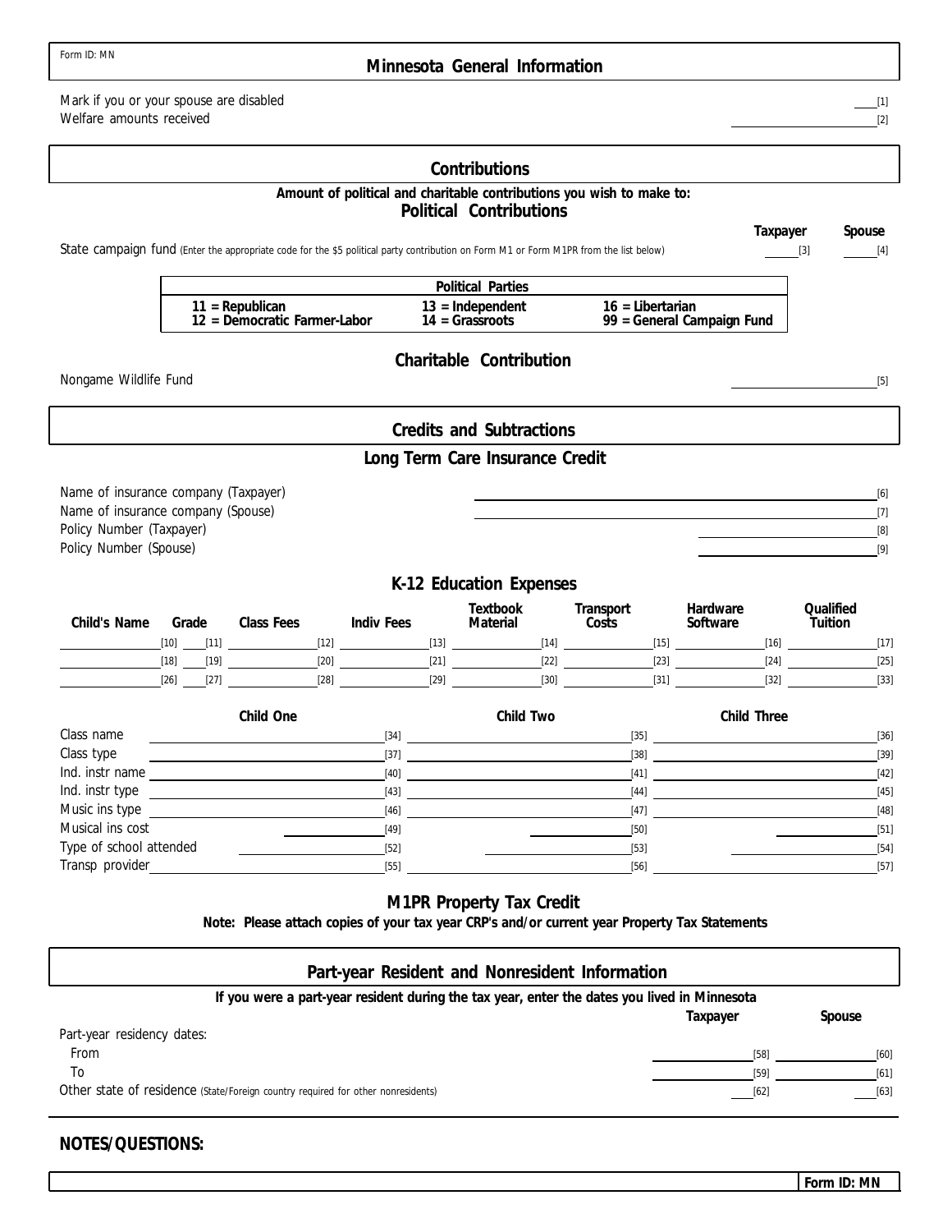Form ID: MN

# Minnesota General Information

Mark if you or your spouse are disabled ____ [1]

Welfare amounts received ____ [2]

## Contributions

**Amount of political and charitable contributions you wish to make to:**

### Political Contributions

| | Taxpayer | Spouse |
|---|---|---|
| State campaign fund (Enter the appropriate code for the $5 political party contribution on Form M1 or Form M1PR from the list below) | [3] | [4] |

| Political Parties | | |
|---|---|---|
| **11 = Republican** | **13 = Independent** | **16 = Libertarian** |
| **12 = Democratic Farmer-Labor** | **14 = Grassroots** | **99 = General Campaign Fund** |

### Charitable Contribution

Nongame Wildlife Fund ____ [5]

## Credits and Subtractions

### Long Term Care Insurance Credit

Name of insurance company (Taxpayer) ____ [6]

Name of insurance company (Spouse) ____ [7]

Policy Number (Taxpayer) ____ [8]

Policy Number (Spouse) ____ [9]

### K-12 Education Expenses

| Child's Name | Grade | Class Fees | Indiv Fees | Textbook Material | Transport Costs | Hardware Software | Qualified Tuition |
|---|---|---|---|---|---|---|---|
| [10] | [11] | [12] | [13] | [14] | [15] | [16] | [17] |
| [18] | [19] | [20] | [21] | [22] | [23] | [24] | [25] |
| [26] | [27] | [28] | [29] | [30] | [31] | [32] | [33] |

| | Child One | Child Two | Child Three |
|---|---|---|---|
| Class name | [34] | [35] | [36] |
| Class type | [37] | [38] | [39] |
| Ind. instr name | [40] | [41] | [42] |
| Ind. instr type | [43] | [44] | [45] |
| Music ins type | [46] | [47] | [48] |
| Musical ins cost | [49] | [50] | [51] |
| Type of school attended | [52] | [53] | [54] |
| Transp provider | [55] | [56] | [57] |

### M1PR Property Tax Credit

**Note: Please attach copies of your tax year CRP's and/or current year Property Tax Statements**

## Part-year Resident and Nonresident Information

**If you were a part-year resident during the tax year, enter the dates you lived in Minnesota**

| | Taxpayer | Spouse |
|---|---|---|
| Part-year residency dates: | | |
| From | [58] | [60] |
| To | [59] | [61] |
| Other state of residence (State/Foreign country required for other nonresidents) | [62] | [63] |

**NOTES/QUESTIONS:**

Form ID: MN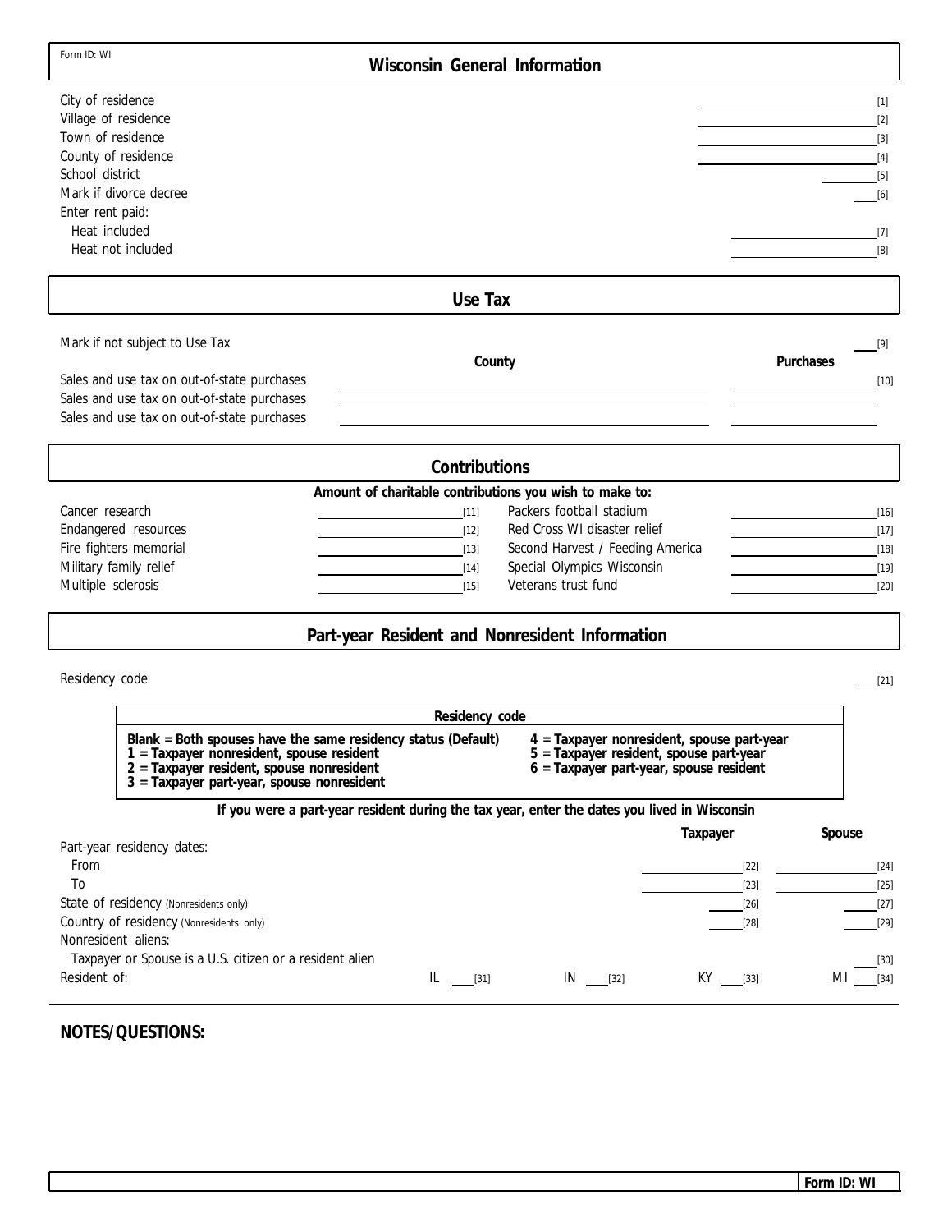Form ID: WI

# Wisconsin General Information

| | |
|---|---|
| City of residence | _______ [1] |
| Village of residence | _______ [2] |
| Town of residence | _______ [3] |
| County of residence | _______ [4] |
| School district | _______ [5] |
| Mark if divorce decree | ___ [6] |
| Enter rent paid: | |
| Heat included | _______ [7] |
| Heat not included | _______ [8] |

## Use Tax

Mark if not subject to Use Tax ___ [9]

| | County | Purchases |
|---|---|---|
| Sales and use tax on out-of-state purchases | _______ | _______ [10] |
| Sales and use tax on out-of-state purchases | _______ | _______ |
| Sales and use tax on out-of-state purchases | _______ | _______ |

## Contributions

**Amount of charitable contributions you wish to make to:**

| | | | |
|---|---|---|---|
| Cancer research | _______ [11] | Packers football stadium | _______ [16] |
| Endangered resources | _______ [12] | Red Cross WI disaster relief | _______ [17] |
| Fire fighters memorial | _______ [13] | Second Harvest / Feeding America | _______ [18] |
| Military family relief | _______ [14] | Special Olympics Wisconsin | _______ [19] |
| Multiple sclerosis | _______ [15] | Veterans trust fund | _______ [20] |

## Part-year Resident and Nonresident Information

Residency code ___ [21]

**Residency code**

**Blank = Both spouses have the same residency status (Default)**
**1 = Taxpayer nonresident, spouse resident**
**2 = Taxpayer resident, spouse nonresident**
**3 = Taxpayer part-year, spouse nonresident**
**4 = Taxpayer nonresident, spouse part-year**
**5 = Taxpayer resident, spouse part-year**
**6 = Taxpayer part-year, spouse resident**

**If you were a part-year resident during the tax year, enter the dates you lived in Wisconsin**

| | Taxpayer | Spouse |
|---|---|---|
| Part-year residency dates: | | |
| From | _______ [22] | _______ [24] |
| To | _______ [23] | _______ [25] |
| State of residency (Nonresidents only) | ___ [26] | ___ [27] |
| Country of residency (Nonresidents only) | ___ [28] | ___ [29] |

Nonresident aliens:

Taxpayer or Spouse is a U.S. citizen or a resident alien ___ [30]

Resident of: IL ___ [31] IN ___ [32] KY ___ [33] MI ___ [34]

**NOTES/QUESTIONS:**